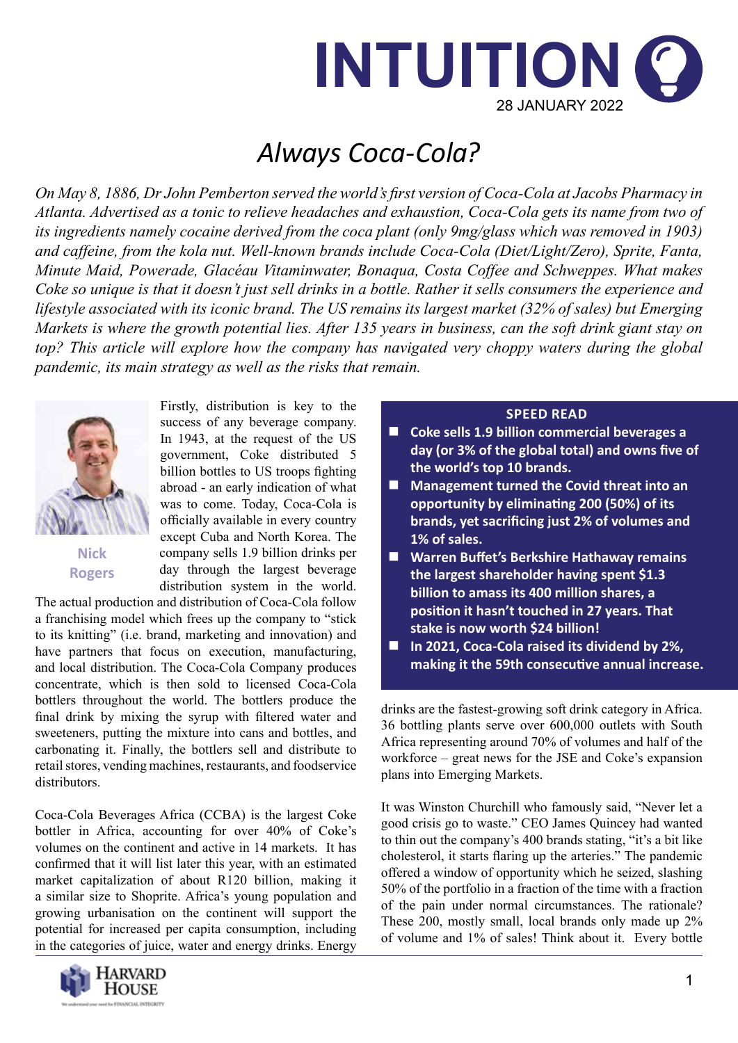# INTUITION

28 JANUARY 2022

## Always Coca-Cola?

*On May 8, 1886, Dr John Pemberton served the world's first version of Coca-Cola at Jacobs Pharmacy in Atlanta. Advertised as a tonic to relieve headaches and exhaustion, Coca-Cola gets its name from two of its ingredients namely cocaine derived from the coca plant (only 9mg/glass which was removed in 1903) and caffeine, from the kola nut. Well-known brands include Coca-Cola (Diet/Light/Zero), Sprite, Fanta, Minute Maid, Powerade, Glacéau Vitaminwater, Bonaqua, Costa Coffee and Schweppes. What makes Coke so unique is that it doesn't just sell drinks in a bottle. Rather it sells consumers the experience and lifestyle associated with its iconic brand. The US remains its largest market (32% of sales) but Emerging Markets is where the growth potential lies. After 135 years in business, can the soft drink giant stay on top? This article will explore how the company has navigated very choppy waters during the global pandemic, its main strategy as well as the risks that remain.*

**Nick Rogers**

Firstly, distribution is key to the success of any beverage company. In 1943, at the request of the US government, Coke distributed 5 billion bottles to US troops fighting abroad - an early indication of what was to come. Today, Coca-Cola is officially available in every country except Cuba and North Korea. The company sells 1.9 billion drinks per day through the largest beverage distribution system in the world. The actual production and distribution of Coca-Cola follow a franchising model which frees up the company to "stick to its knitting" (i.e. brand, marketing and innovation) and have partners that focus on execution, manufacturing, and local distribution. The Coca-Cola Company produces concentrate, which is then sold to licensed Coca-Cola bottlers throughout the world. The bottlers produce the final drink by mixing the syrup with filtered water and sweeteners, putting the mixture into cans and bottles, and carbonating it. Finally, the bottlers sell and distribute to retail stores, vending machines, restaurants, and foodservice distributors.

Coca-Cola Beverages Africa (CCBA) is the largest Coke bottler in Africa, accounting for over 40% of Coke's volumes on the continent and active in 14 markets. It has confirmed that it will list later this year, with an estimated market capitalization of about R120 billion, making it a similar size to Shoprite. Africa's young population and growing urbanisation on the continent will support the potential for increased per capita consumption, including in the categories of juice, water and energy drinks. Energy drinks are the fastest-growing soft drink category in Africa. 36 bottling plants serve over 600,000 outlets with South Africa representing around 70% of volumes and half of the workforce – great news for the JSE and Coke's expansion plans into Emerging Markets.

> **SPEED READ**
>
> - **Coke sells 1.9 billion commercial beverages a day (or 3% of the global total) and owns five of the world's top 10 brands.**
> - **Management turned the Covid threat into an opportunity by eliminating 200 (50%) of its brands, yet sacrificing just 2% of volumes and 1% of sales.**
> - **Warren Buffet's Berkshire Hathaway remains the largest shareholder having spent $1.3 billion to amass its 400 million shares, a position it hasn't touched in 27 years. That stake is now worth $24 billion!**
> - **In 2021, Coca-Cola raised its dividend by 2%, making it the 59th consecutive annual increase.**

It was Winston Churchill who famously said, "Never let a good crisis go to waste." CEO James Quincey had wanted to thin out the company's 400 brands stating, "it's a bit like cholesterol, it starts flaring up the arteries." The pandemic offered a window of opportunity which he seized, slashing 50% of the portfolio in a fraction of the time with a fraction of the pain under normal circumstances. The rationale? These 200, mostly small, local brands only made up 2% of volume and 1% of sales! Think about it. Every bottle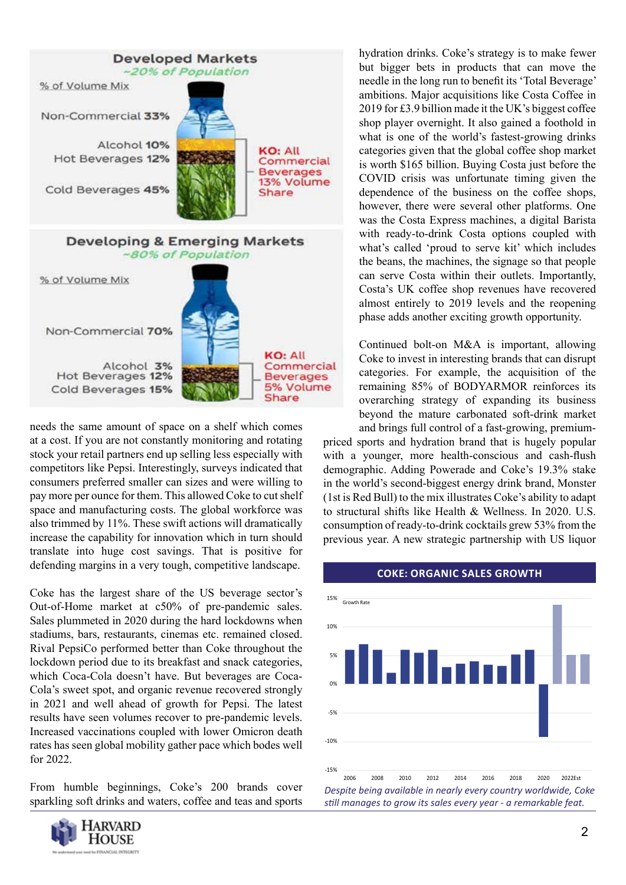## Developed Markets
*~20% of Population*

% of Volume Mix

- Non-Commercial 33%
- Alcohol 10%
- Hot Beverages 12%
- Cold Beverages 45%

KO: All Commercial Beverages 13% Volume Share

## Developing & Emerging Markets
*~80% of Population*

% of Volume Mix

- Non-Commercial 70%
- Alcohol 3%
- Hot Beverages 12%
- Cold Beverages 15%

KO: All Commercial Beverages 5% Volume Share

needs the same amount of space on a shelf which comes at a cost. If you are not constantly monitoring and rotating stock your retail partners end up selling less especially with competitors like Pepsi. Interestingly, surveys indicated that consumers preferred smaller can sizes and were willing to pay more per ounce for them. This allowed Coke to cut shelf space and manufacturing costs. The global workforce was also trimmed by 11%. These swift actions will dramatically increase the capability for innovation which in turn should translate into huge cost savings. That is positive for defending margins in a very tough, competitive landscape.

Coke has the largest share of the US beverage sector's Out-of-Home market at c50% of pre-pandemic sales. Sales plummeted in 2020 during the hard lockdowns when stadiums, bars, restaurants, cinemas etc. remained closed. Rival PepsiCo performed better than Coke throughout the lockdown period due to its breakfast and snack categories, which Coca-Cola doesn't have. But beverages are Coca-Cola's sweet spot, and organic revenue recovered strongly in 2021 and well ahead of growth for Pepsi. The latest results have seen volumes recover to pre-pandemic levels. Increased vaccinations coupled with lower Omicron death rates has seen global mobility gather pace which bodes well for 2022.

From humble beginnings, Coke's 200 brands cover sparkling soft drinks and waters, coffee and teas and sports hydration drinks. Coke's strategy is to make fewer but bigger bets in products that can move the needle in the long run to benefit its 'Total Beverage' ambitions. Major acquisitions like Costa Coffee in 2019 for £3.9 billion made it the UK's biggest coffee shop player overnight. It also gained a foothold in what is one of the world's fastest-growing drinks categories given that the global coffee shop market is worth $165 billion. Buying Costa just before the COVID crisis was unfortunate timing given the dependence of the business on the coffee shops, however, there were several other platforms. One was the Costa Express machines, a digital Barista with ready-to-drink Costa options coupled with what's called 'proud to serve kit' which includes the beans, the machines, the signage so that people can serve Costa within their outlets. Importantly, Costa's UK coffee shop revenues have recovered almost entirely to 2019 levels and the reopening phase adds another exciting growth opportunity.

Continued bolt-on M&A is important, allowing Coke to invest in interesting brands that can disrupt categories. For example, the acquisition of the remaining 85% of BODYARMOR reinforces its overarching strategy of expanding its business beyond the mature carbonated soft-drink market and brings full control of a fast-growing, premium-priced sports and hydration brand that is hugely popular with a younger, more health-conscious and cash-flush demographic. Adding Powerade and Coke's 19.3% stake in the world's second-biggest energy drink brand, Monster (1st is Red Bull) to the mix illustrates Coke's ability to adapt to structural shifts like Health & Wellness. In 2020. U.S. consumption of ready-to-drink cocktails grew 53% from the previous year. A new strategic partnership with US liquor

**COKE: ORGANIC SALES GROWTH**

*Despite being available in nearly every country worldwide, Coke still manages to grow its sales every year - a remarkable feat.*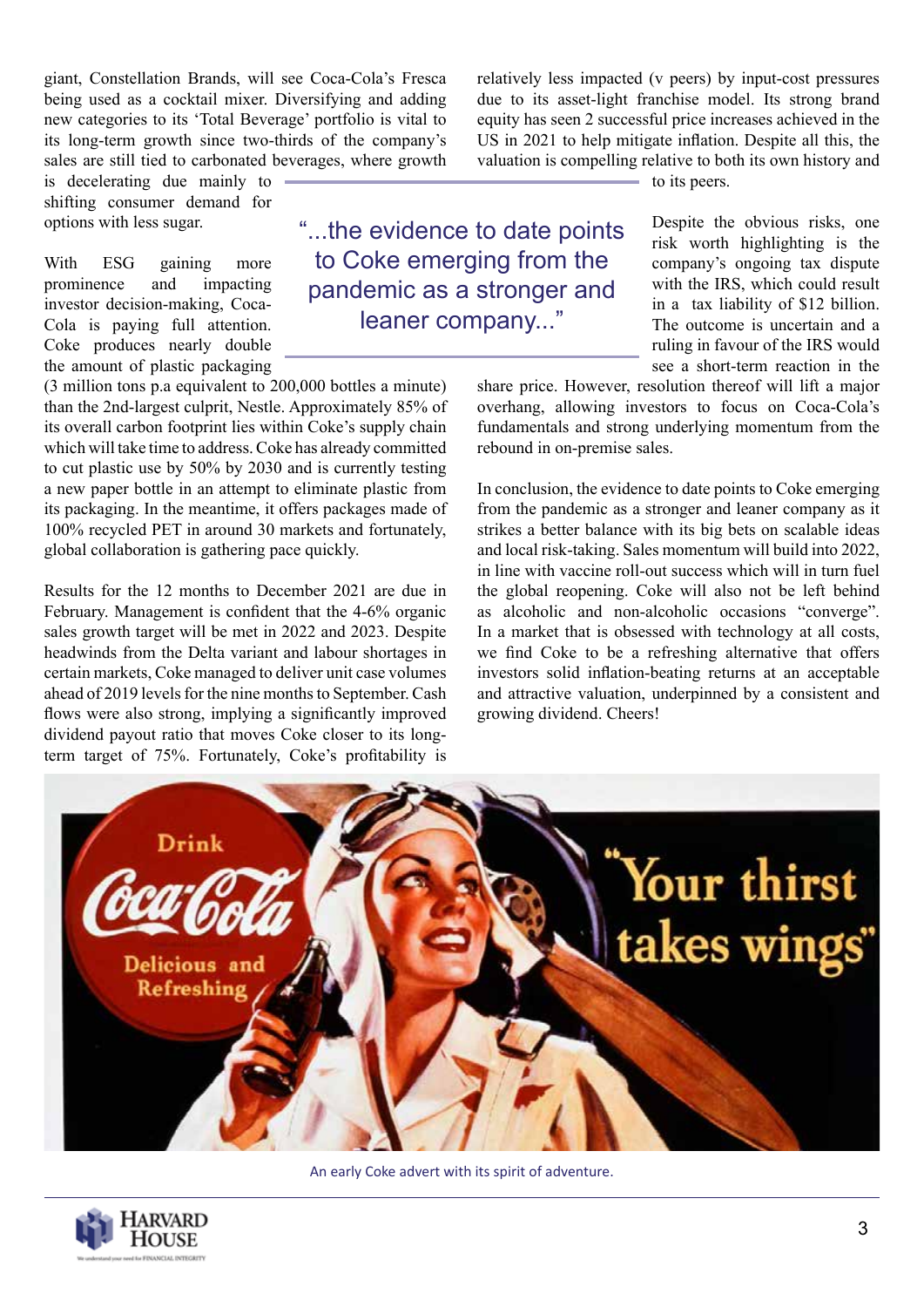giant, Constellation Brands, will see Coca-Cola's Fresca being used as a cocktail mixer. Diversifying and adding new categories to its 'Total Beverage' portfolio is vital to its long-term growth since two-thirds of the company's sales are still tied to carbonated beverages, where growth is decelerating due mainly to shifting consumer demand for options with less sugar.

With ESG gaining more prominence and impacting investor decision-making, Coca-Cola is paying full attention. Coke produces nearly double the amount of plastic packaging (3 million tons p.a equivalent to 200,000 bottles a minute) than the 2nd-largest culprit, Nestle. Approximately 85% of its overall carbon footprint lies within Coke's supply chain which will take time to address. Coke has already committed to cut plastic use by 50% by 2030 and is currently testing a new paper bottle in an attempt to eliminate plastic from its packaging. In the meantime, it offers packages made of 100% recycled PET in around 30 markets and fortunately, global collaboration is gathering pace quickly.

Results for the 12 months to December 2021 are due in February. Management is confident that the 4-6% organic sales growth target will be met in 2022 and 2023. Despite headwinds from the Delta variant and labour shortages in certain markets, Coke managed to deliver unit case volumes ahead of 2019 levels for the nine months to September. Cash flows were also strong, implying a significantly improved dividend payout ratio that moves Coke closer to its long-term target of 75%. Fortunately, Coke's profitability is relatively less impacted (v peers) by input-cost pressures due to its asset-light franchise model. Its strong brand equity has seen 2 successful price increases achieved in the US in 2021 to help mitigate inflation. Despite all this, the valuation is compelling relative to both its own history and to its peers.

> "...the evidence to date points to Coke emerging from the pandemic as a stronger and leaner company..."

Despite the obvious risks, one risk worth highlighting is the company's ongoing tax dispute with the IRS, which could result in a tax liability of $12 billion. The outcome is uncertain and a ruling in favour of the IRS would see a short-term reaction in the share price. However, resolution thereof will lift a major overhang, allowing investors to focus on Coca-Cola's fundamentals and strong underlying momentum from the rebound in on-premise sales.

In conclusion, the evidence to date points to Coke emerging from the pandemic as a stronger and leaner company as it strikes a better balance with its big bets on scalable ideas and local risk-taking. Sales momentum will build into 2022, in line with vaccine roll-out success which will in turn fuel the global reopening. Coke will also not be left behind as alcoholic and non-alcoholic occasions "converge". In a market that is obsessed with technology at all costs, we find Coke to be a refreshing alternative that offers investors solid inflation-beating returns at an acceptable and attractive valuation, underpinned by a consistent and growing dividend. Cheers!

An early Coke advert with its spirit of adventure.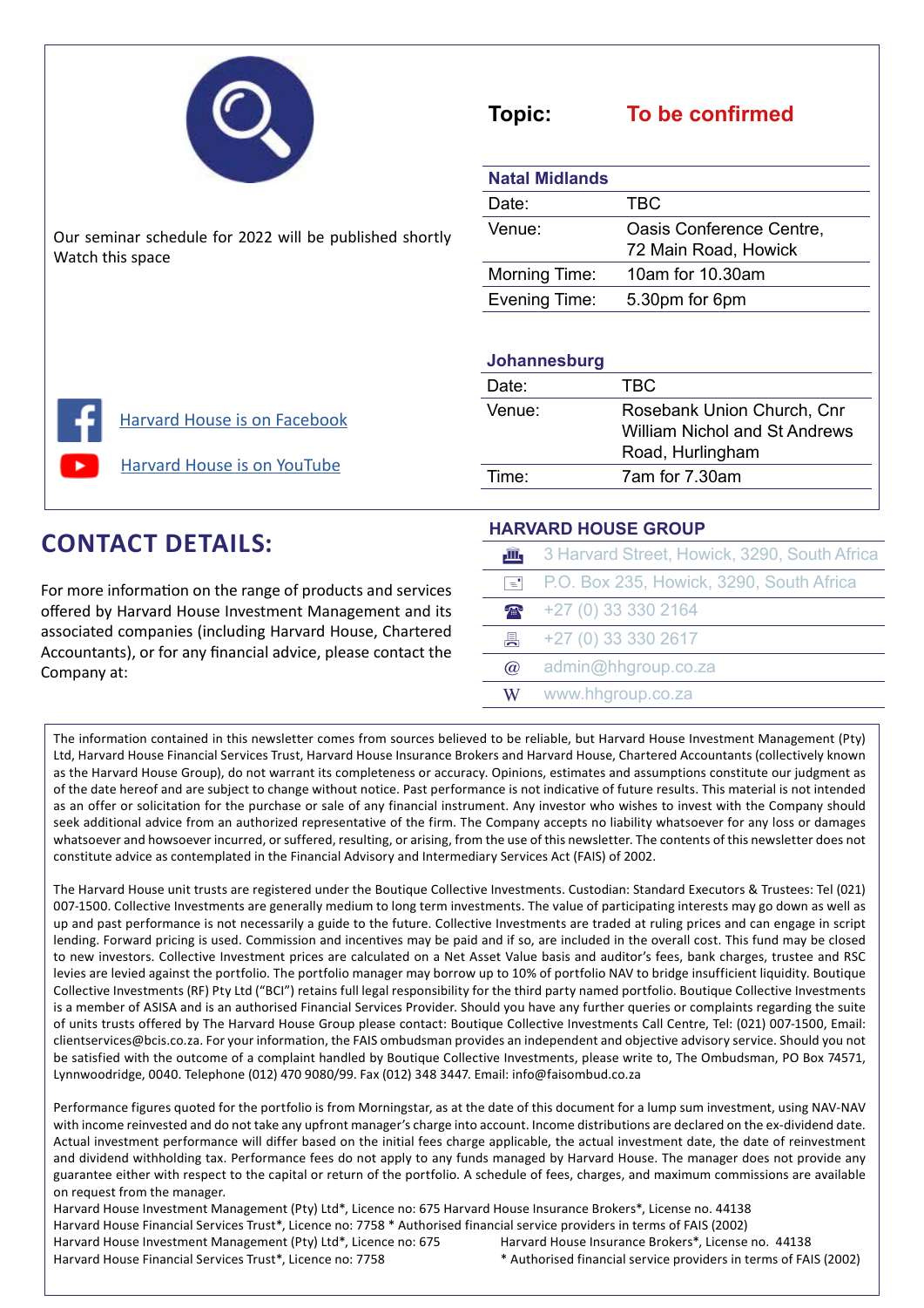Our seminar schedule for 2022 will be published shortly
Watch this space

Harvard House is on Facebook

Harvard House is on YouTube

**Topic:** **To be confirmed**

| Natal Midlands | |
|---|---|
| Date: | TBC |
| Venue: | Oasis Conference Centre, 72 Main Road, Howick |
| Morning Time: | 10am for 10.30am |
| Evening Time: | 5.30pm for 6pm |

| Johannesburg | |
|---|---|
| Date: | TBC |
| Venue: | Rosebank Union Church, Cnr William Nichol and St Andrews Road, Hurlingham |
| Time: | 7am for 7.30am |

## CONTACT DETAILS:

For more information on the range of products and services offered by Harvard House Investment Management and its associated companies (including Harvard House, Chartered Accountants), or for any financial advice, please contact the Company at:

### HARVARD HOUSE GROUP

- 3 Harvard Street, Howick, 3290, South Africa
- P.O. Box 235, Howick, 3290, South Africa
- +27 (0) 33 330 2164
- +27 (0) 33 330 2617
- admin@hhgroup.co.za
- www.hhgroup.co.za

The information contained in this newsletter comes from sources believed to be reliable, but Harvard House Investment Management (Pty) Ltd, Harvard House Financial Services Trust, Harvard House Insurance Brokers and Harvard House, Chartered Accountants (collectively known as the Harvard House Group), do not warrant its completeness or accuracy. Opinions, estimates and assumptions constitute our judgment as of the date hereof and are subject to change without notice. Past performance is not indicative of future results. This material is not intended as an offer or solicitation for the purchase or sale of any financial instrument. Any investor who wishes to invest with the Company should seek additional advice from an authorized representative of the firm. The Company accepts no liability whatsoever for any loss or damages whatsoever and howsoever incurred, or suffered, resulting, or arising, from the use of this newsletter. The contents of this newsletter does not constitute advice as contemplated in the Financial Advisory and Intermediary Services Act (FAIS) of 2002.

The Harvard House unit trusts are registered under the Boutique Collective Investments. Custodian: Standard Executors & Trustees: Tel (021) 007-1500. Collective Investments are generally medium to long term investments. The value of participating interests may go down as well as up and past performance is not necessarily a guide to the future. Collective Investments are traded at ruling prices and can engage in script lending. Forward pricing is used. Commission and incentives may be paid and if so, are included in the overall cost. This fund may be closed to new investors. Collective Investment prices are calculated on a Net Asset Value basis and auditor's fees, bank charges, trustee and RSC levies are levied against the portfolio. The portfolio manager may borrow up to 10% of portfolio NAV to bridge insufficient liquidity. Boutique Collective Investments (RF) Pty Ltd ("BCI") retains full legal responsibility for the third party named portfolio. Boutique Collective Investments is a member of ASISA and is an authorised Financial Services Provider. Should you have any further queries or complaints regarding the suite of units trusts offered by The Harvard House Group please contact: Boutique Collective Investments Call Centre, Tel: (021) 007-1500, Email: clientservices@bcis.co.za. For your information, the FAIS ombudsman provides an independent and objective advisory service. Should you not be satisfied with the outcome of a complaint handled by Boutique Collective Investments, please write to, The Ombudsman, PO Box 74571, Lynnwoodridge, 0040. Telephone (012) 470 9080/99. Fax (012) 348 3447. Email: info@faisombud.co.za

Performance figures quoted for the portfolio is from Morningstar, as at the date of this document for a lump sum investment, using NAV-NAV with income reinvested and do not take any upfront manager's charge into account. Income distributions are declared on the ex-dividend date. Actual investment performance will differ based on the initial fees charge applicable, the actual investment date, the date of reinvestment and dividend withholding tax. Performance fees do not apply to any funds managed by Harvard House. The manager does not provide any guarantee either with respect to the capital or return of the portfolio. A schedule of fees, charges, and maximum commissions are available on request from the manager.
Harvard House Investment Management (Pty) Ltd*, Licence no: 675 Harvard House Insurance Brokers*, License no. 44138
Harvard House Financial Services Trust*, Licence no: 7758 * Authorised financial service providers in terms of FAIS (2002)
Harvard House Investment Management (Pty) Ltd*, Licence no: 675 Harvard House Insurance Brokers*, License no. 44138
Harvard House Financial Services Trust*, Licence no: 7758 * Authorised financial service providers in terms of FAIS (2002)